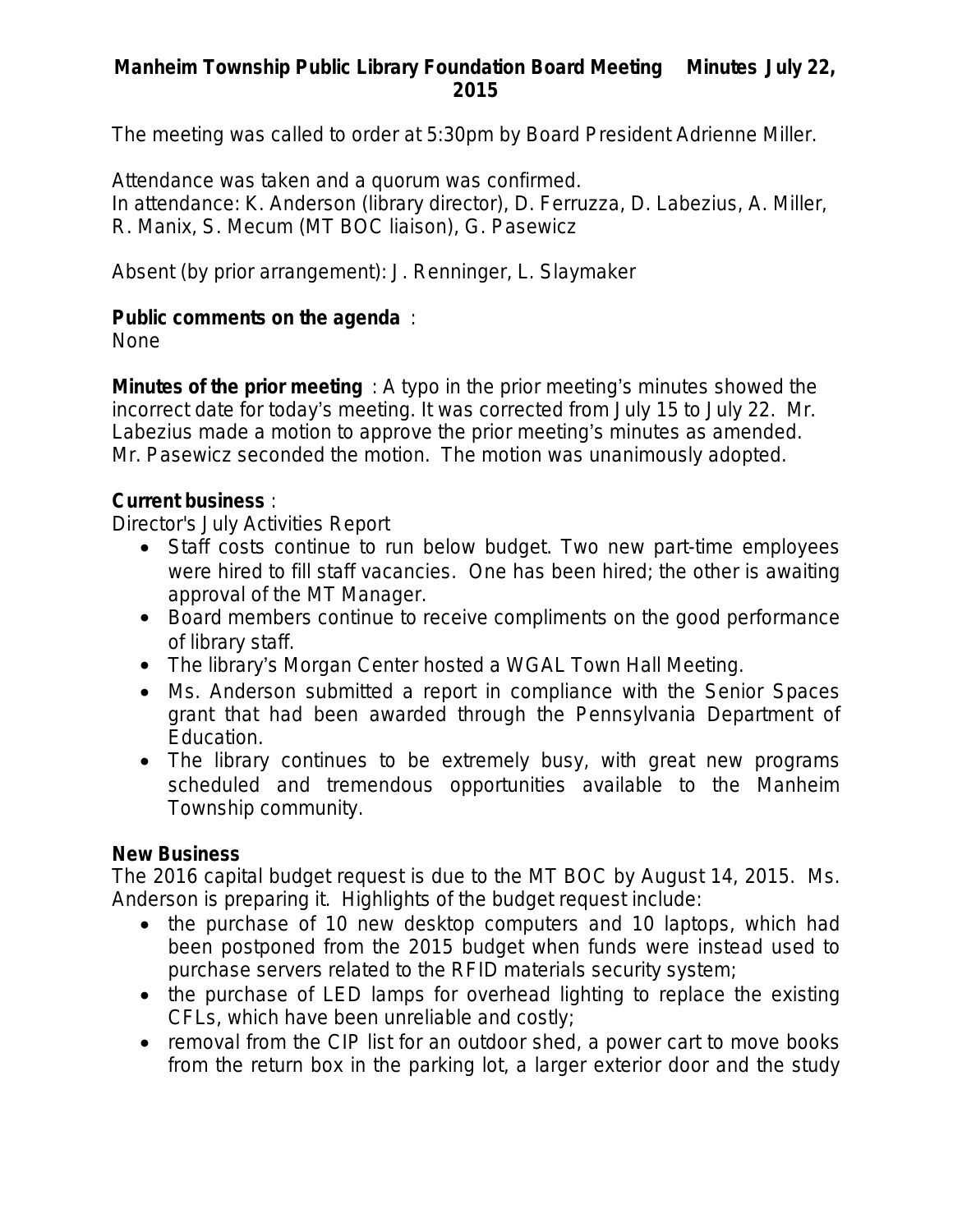# Manheim Township Public Library Foundation Board Meeting Minutes July 22, 2015

The meeting was called to order at 5:30pm by Board President Adrienne Miller.

Attendance was taken and a quorum was confirmed.
In attendance: K. Anderson (library director), D. Ferruzza, D. Labezius, A. Miller, R. Manix, S. Mecum (MT BOC liaison), G. Pasewicz

Absent (by prior arrangement): J. Renninger, L. Slaymaker

**Public comments on the agenda** :
None

**Minutes of the prior meeting** : A typo in the prior meeting's minutes showed the incorrect date for today's meeting. It was corrected from July 15 to July 22. Mr. Labezius made a motion to approve the prior meeting's minutes as amended. Mr. Pasewicz seconded the motion. The motion was unanimously adopted.

**Current business** :
Director's July Activities Report

- Staff costs continue to run below budget. Two new part-time employees were hired to fill staff vacancies. One has been hired; the other is awaiting approval of the MT Manager.
- Board members continue to receive compliments on the good performance of library staff.
- The library's Morgan Center hosted a WGAL Town Hall Meeting.
- Ms. Anderson submitted a report in compliance with the Senior Spaces grant that had been awarded through the Pennsylvania Department of Education.
- The library continues to be extremely busy, with great new programs scheduled and tremendous opportunities available to the Manheim Township community.

**New Business**
The 2016 capital budget request is due to the MT BOC by August 14, 2015. Ms. Anderson is preparing it. Highlights of the budget request include:

- the purchase of 10 new desktop computers and 10 laptops, which had been postponed from the 2015 budget when funds were instead used to purchase servers related to the RFID materials security system;
- the purchase of LED lamps for overhead lighting to replace the existing CFLs, which have been unreliable and costly;
- removal from the CIP list for an outdoor shed, a power cart to move books from the return box in the parking lot, a larger exterior door and the study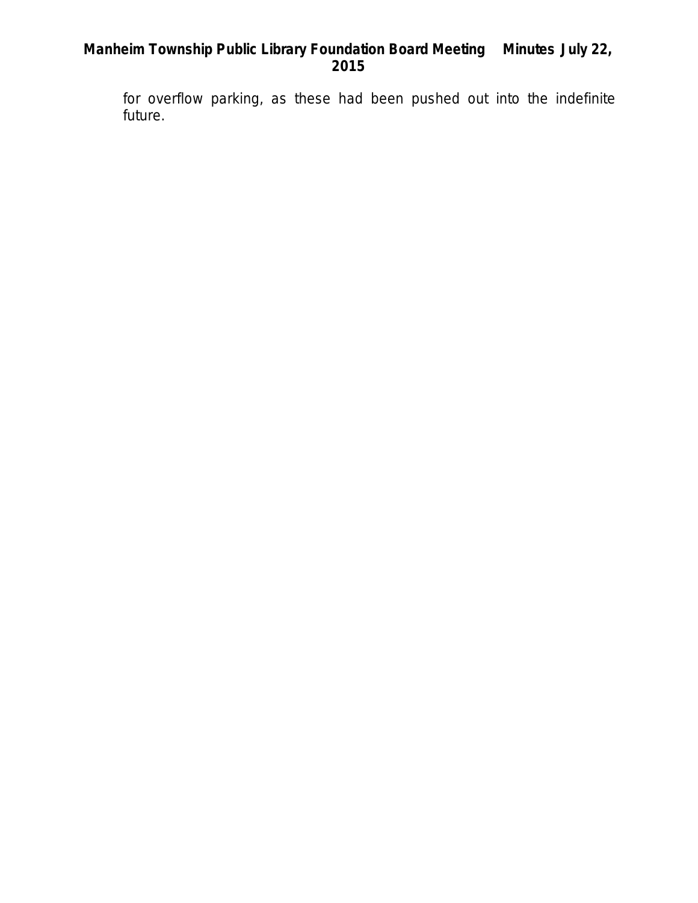for overflow parking, as these had been pushed out into the indefinite future.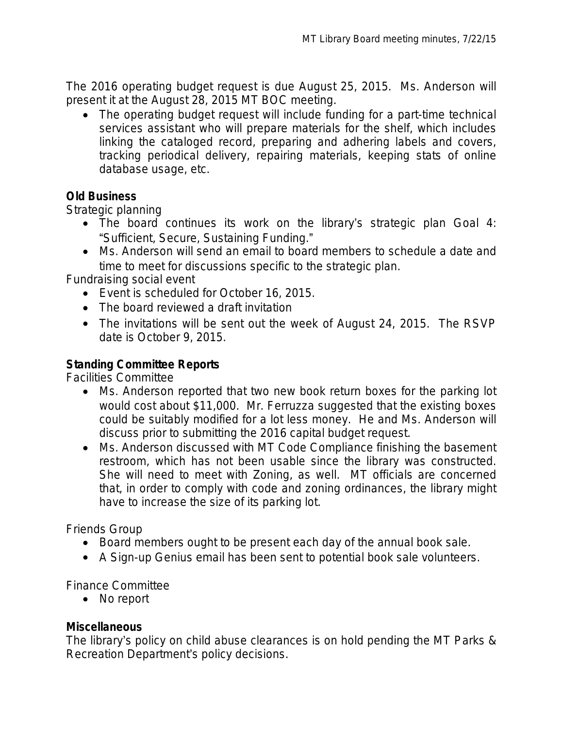The 2016 operating budget request is due August 25, 2015. Ms. Anderson will present it at the August 28, 2015 MT BOC meeting.

- The operating budget request will include funding for a part-time technical services assistant who will prepare materials for the shelf, which includes linking the cataloged record, preparing and adhering labels and covers, tracking periodical delivery, repairing materials, keeping stats of online database usage, etc.

**Old Business**

Strategic planning

- The board continues its work on the library's strategic plan Goal 4: "Sufficient, Secure, Sustaining Funding."
- Ms. Anderson will send an email to board members to schedule a date and time to meet for discussions specific to the strategic plan.

Fundraising social event

- Event is scheduled for October 16, 2015.
- The board reviewed a draft invitation
- The invitations will be sent out the week of August 24, 2015. The RSVP date is October 9, 2015.

**Standing Committee Reports**

Facilities Committee

- Ms. Anderson reported that two new book return boxes for the parking lot would cost about $11,000. Mr. Ferruzza suggested that the existing boxes could be suitably modified for a lot less money. He and Ms. Anderson will discuss prior to submitting the 2016 capital budget request.
- Ms. Anderson discussed with MT Code Compliance finishing the basement restroom, which has not been usable since the library was constructed. She will need to meet with Zoning, as well. MT officials are concerned that, in order to comply with code and zoning ordinances, the library might have to increase the size of its parking lot.

Friends Group

- Board members ought to be present each day of the annual book sale.
- A Sign-up Genius email has been sent to potential book sale volunteers.

Finance Committee

- No report

**Miscellaneous**

The library's policy on child abuse clearances is on hold pending the MT Parks & Recreation Department's policy decisions.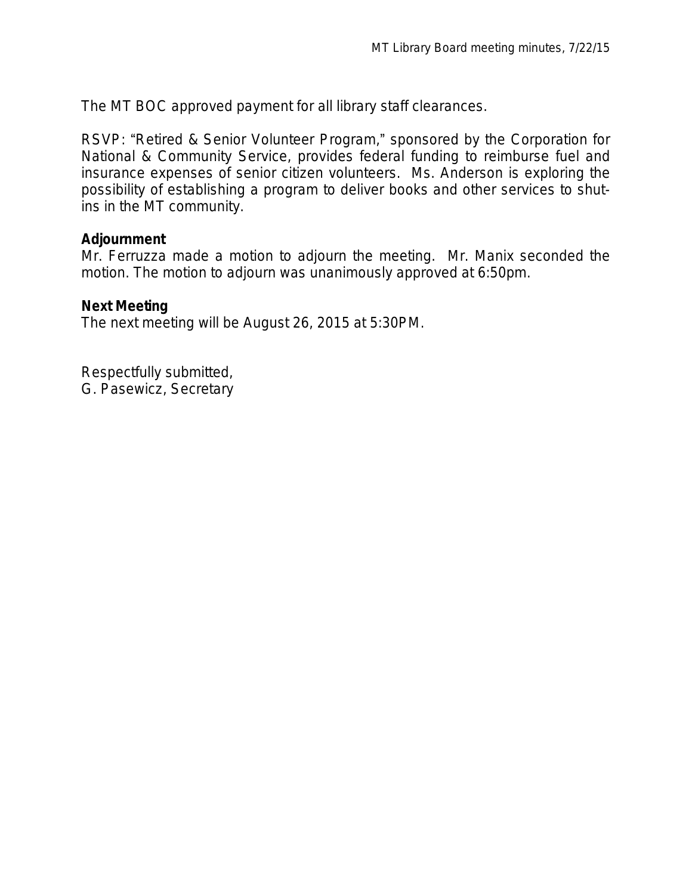The MT BOC approved payment for all library staff clearances.

RSVP: "Retired & Senior Volunteer Program," sponsored by the Corporation for National & Community Service, provides federal funding to reimburse fuel and insurance expenses of senior citizen volunteers. Ms. Anderson is exploring the possibility of establishing a program to deliver books and other services to shut-ins in the MT community.

**Adjournment**
Mr. Ferruzza made a motion to adjourn the meeting. Mr. Manix seconded the motion. The motion to adjourn was unanimously approved at 6:50pm.

**Next Meeting**
The next meeting will be August 26, 2015 at 5:30PM.

Respectfully submitted,
G. Pasewicz, Secretary